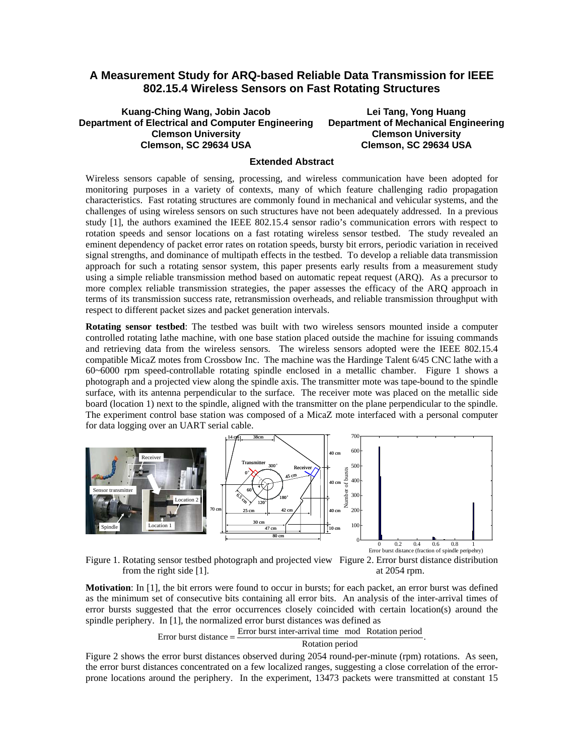# A Measurement Study for ARQ-based Reliable Data Transmission for IEEE 802.15.4 Wireless Sensors on Fast Rotating Structures

**Kuang-Ching Wang, Jobin Jacob**
**Department of Electrical and Computer Engineering**
**Clemson University**
**Clemson, SC 29634 USA**

**Lei Tang, Yong Huang**
**Department of Mechanical Engineering**
**Clemson University**
**Clemson, SC 29634 USA**

### Extended Abstract

Wireless sensors capable of sensing, processing, and wireless communication have been adopted for monitoring purposes in a variety of contexts, many of which feature challenging radio propagation characteristics. Fast rotating structures are commonly found in mechanical and vehicular systems, and the challenges of using wireless sensors on such structures have not been adequately addressed. In a previous study [1], the authors examined the IEEE 802.15.4 sensor radio's communication errors with respect to rotation speeds and sensor locations on a fast rotating wireless sensor testbed. The study revealed an eminent dependency of packet error rates on rotation speeds, bursty bit errors, periodic variation in received signal strengths, and dominance of multipath effects in the testbed. To develop a reliable data transmission approach for such a rotating sensor system, this paper presents early results from a measurement study using a simple reliable transmission method based on automatic repeat request (ARQ). As a precursor to more complex reliable transmission strategies, the paper assesses the efficacy of the ARQ approach in terms of its transmission success rate, retransmission overheads, and reliable transmission throughput with respect to different packet sizes and packet generation intervals.

**Rotating sensor testbed**: The testbed was built with two wireless sensors mounted inside a computer controlled rotating lathe machine, with one base station placed outside the machine for issuing commands and retrieving data from the wireless sensors. The wireless sensors adopted were the IEEE 802.15.4 compatible MicaZ motes from Crossbow Inc. The machine was the Hardinge Talent 6/45 CNC lathe with a 60~6000 rpm speed-controllable rotating spindle enclosed in a metallic chamber. Figure 1 shows a photograph and a projected view along the spindle axis. The transmitter mote was tape-bound to the spindle surface, with its antenna perpendicular to the surface. The receiver mote was placed on the metallic side board (location 1) next to the spindle, aligned with the transmitter on the plane perpendicular to the spindle. The experiment control base station was composed of a MicaZ mote interfaced with a personal computer for data logging over an UART serial cable.

Figure 1. Rotating sensor testbed photograph and projected view from the right side [1].

Figure 2. Error burst distance distribution at 2054 rpm.

**Motivation**: In [1], the bit errors were found to occur in bursts; for each packet, an error burst was defined as the minimum set of consecutive bits containing all error bits. An analysis of the inter-arrival times of error bursts suggested that the error occurrences closely coincided with certain location(s) around the spindle periphery. In [1], the normalized error burst distances was defined as

$$\text{Error burst distance} = \frac{\text{Error burst inter-arrival time} \mod \text{Rotation period}}{\text{Rotation period}}.$$

Figure 2 shows the error burst distances observed during 2054 round-per-minute (rpm) rotations. As seen, the error burst distances concentrated on a few localized ranges, suggesting a close correlation of the error-prone locations around the periphery. In the experiment, 13473 packets were transmitted at constant 15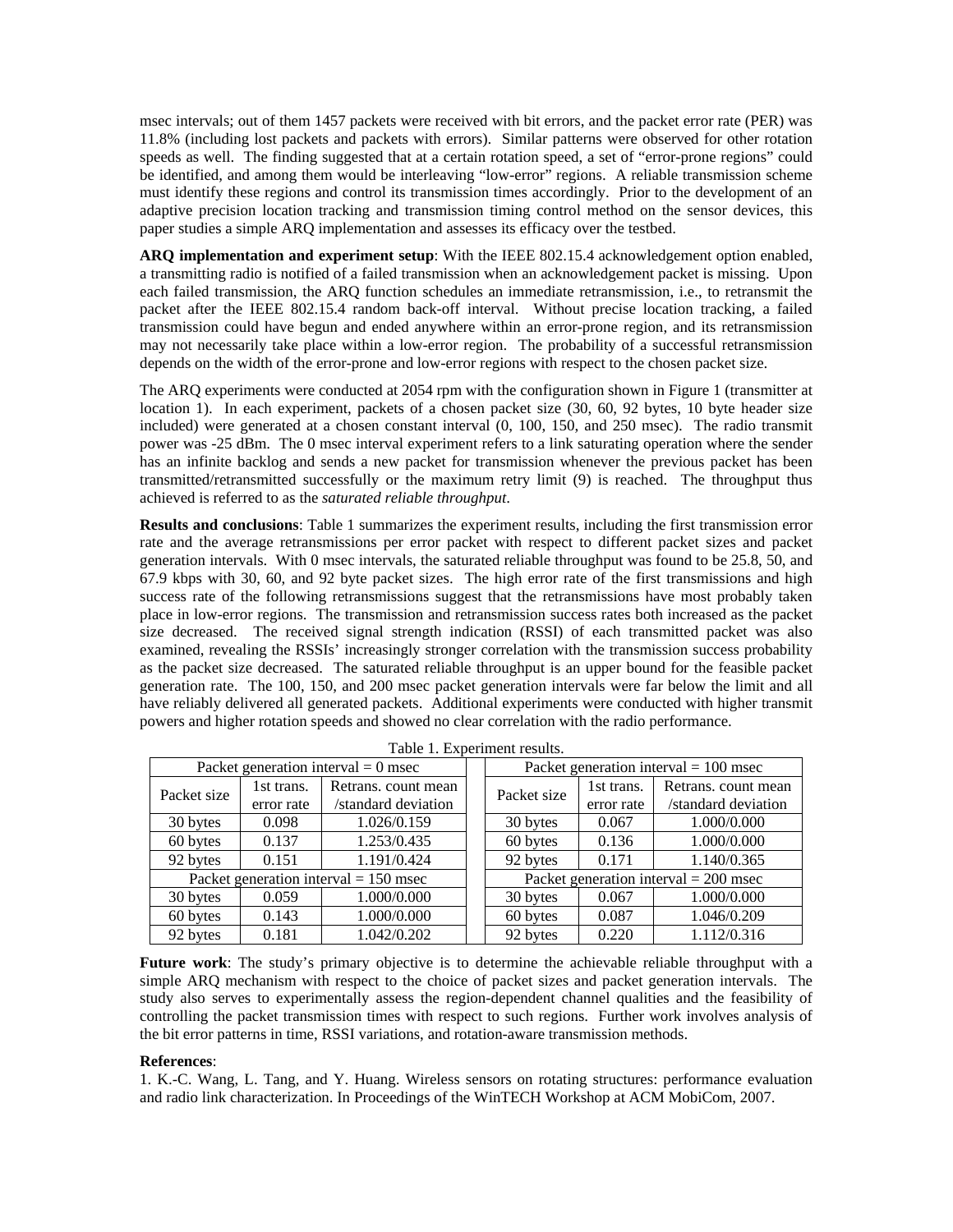msec intervals; out of them 1457 packets were received with bit errors, and the packet error rate (PER) was 11.8% (including lost packets and packets with errors). Similar patterns were observed for other rotation speeds as well. The finding suggested that at a certain rotation speed, a set of "error-prone regions" could be identified, and among them would be interleaving "low-error" regions. A reliable transmission scheme must identify these regions and control its transmission times accordingly. Prior to the development of an adaptive precision location tracking and transmission timing control method on the sensor devices, this paper studies a simple ARQ implementation and assesses its efficacy over the testbed.

**ARQ implementation and experiment setup**: With the IEEE 802.15.4 acknowledgement option enabled, a transmitting radio is notified of a failed transmission when an acknowledgement packet is missing. Upon each failed transmission, the ARQ function schedules an immediate retransmission, i.e., to retransmit the packet after the IEEE 802.15.4 random back-off interval. Without precise location tracking, a failed transmission could have begun and ended anywhere within an error-prone region, and its retransmission may not necessarily take place within a low-error region. The probability of a successful retransmission depends on the width of the error-prone and low-error regions with respect to the chosen packet size.

The ARQ experiments were conducted at 2054 rpm with the configuration shown in Figure 1 (transmitter at location 1). In each experiment, packets of a chosen packet size (30, 60, 92 bytes, 10 byte header size included) were generated at a chosen constant interval (0, 100, 150, and 250 msec). The radio transmit power was -25 dBm. The 0 msec interval experiment refers to a link saturating operation where the sender has an infinite backlog and sends a new packet for transmission whenever the previous packet has been transmitted/retransmitted successfully or the maximum retry limit (9) is reached. The throughput thus achieved is referred to as the *saturated reliable throughput*.

**Results and conclusions**: Table 1 summarizes the experiment results, including the first transmission error rate and the average retransmissions per error packet with respect to different packet sizes and packet generation intervals. With 0 msec intervals, the saturated reliable throughput was found to be 25.8, 50, and 67.9 kbps with 30, 60, and 92 byte packet sizes. The high error rate of the first transmissions and high success rate of the following retransmissions suggest that the retransmissions have most probably taken place in low-error regions. The transmission and retransmission success rates both increased as the packet size decreased. The received signal strength indication (RSSI) of each transmitted packet was also examined, revealing the RSSIs' increasingly stronger correlation with the transmission success probability as the packet size decreased. The saturated reliable throughput is an upper bound for the feasible packet generation rate. The 100, 150, and 200 msec packet generation intervals were far below the limit and all have reliably delivered all generated packets. Additional experiments were conducted with higher transmit powers and higher rotation speeds and showed no clear correlation with the radio performance.

Table 1. Experiment results.

| Packet generation interval = 0 msec | | | | Packet generation interval = 100 msec | | |
|---|---|---|---|---|---|---|
| Packet size | 1st trans. error rate | Retrans. count mean /standard deviation | | Packet size | 1st trans. error rate | Retrans. count mean /standard deviation |
| 30 bytes | 0.098 | 1.026/0.159 | | 30 bytes | 0.067 | 1.000/0.000 |
| 60 bytes | 0.137 | 1.253/0.435 | | 60 bytes | 0.136 | 1.000/0.000 |
| 92 bytes | 0.151 | 1.191/0.424 | | 92 bytes | 0.171 | 1.140/0.365 |
| Packet generation interval = 150 msec | | | | Packet generation interval = 200 msec | | |
| 30 bytes | 0.059 | 1.000/0.000 | | 30 bytes | 0.067 | 1.000/0.000 |
| 60 bytes | 0.143 | 1.000/0.000 | | 60 bytes | 0.087 | 1.046/0.209 |
| 92 bytes | 0.181 | 1.042/0.202 | | 92 bytes | 0.220 | 1.112/0.316 |

**Future work**: The study's primary objective is to determine the achievable reliable throughput with a simple ARQ mechanism with respect to the choice of packet sizes and packet generation intervals. The study also serves to experimentally assess the region-dependent channel qualities and the feasibility of controlling the packet transmission times with respect to such regions. Further work involves analysis of the bit error patterns in time, RSSI variations, and rotation-aware transmission methods.

**References**:

1. K.-C. Wang, L. Tang, and Y. Huang. Wireless sensors on rotating structures: performance evaluation and radio link characterization. In Proceedings of the WinTECH Workshop at ACM MobiCom, 2007.